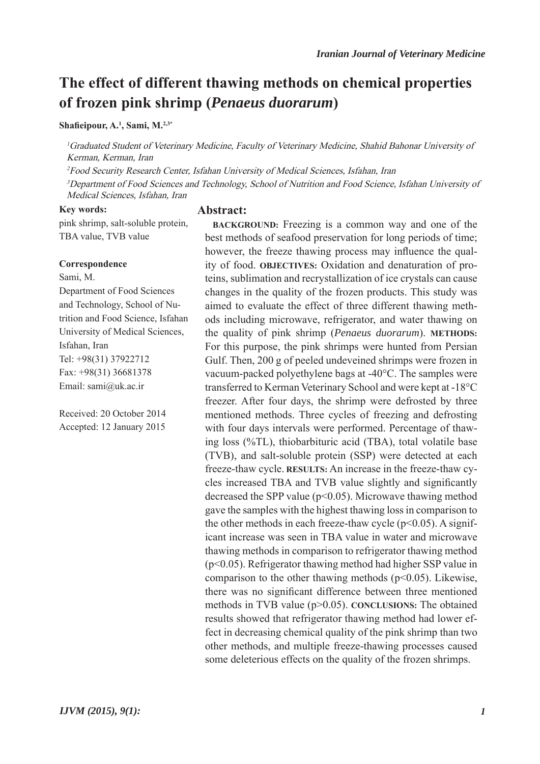# The effect of different thawing methods on chemical properties of frozen pink shrimp (*Penaeus duorarum*)

**Shafieipour, A.[1], Sami, M.[2,3*]**

[1]*Graduated Student of Veterinary Medicine, Faculty of Veterinary Medicine, Shahid Bahonar University of Kerman, Kerman, Iran*

[2]*Food Security Research Center, Isfahan University of Medical Sciences, Isfahan, Iran*

[3]*Department of Food Sciences and Technology, School of Nutrition and Food Science, Isfahan University of Medical Sciences, Isfahan, Iran*

**Key words:**

pink shrimp, salt-soluble protein, TBA value, TVB value

**Correspondence**

Sami, M.

Department of Food Sciences and Technology, School of Nutrition and Food Science, Isfahan University of Medical Sciences, Isfahan, Iran

Tel: +98(31) 37922712

Fax: +98(31) 36681378

Email: sami@uk.ac.ir

Received: 20 October 2014

Accepted: 12 January 2015

## Abstract:

**BACKGROUND:** Freezing is a common way and one of the best methods of seafood preservation for long periods of time; however, the freeze thawing process may influence the quality of food. **OBJECTIVES:** Oxidation and denaturation of proteins, sublimation and recrystallization of ice crystals can cause changes in the quality of the frozen products. This study was aimed to evaluate the effect of three different thawing methods including microwave, refrigerator, and water thawing on the quality of pink shrimp (*Penaeus duorarum*). **METHODS:** For this purpose, the pink shrimps were hunted from Persian Gulf. Then, 200 g of peeled undeveined shrimps were frozen in vacuum-packed polyethylene bags at -40°C. The samples were transferred to Kerman Veterinary School and were kept at -18°C freezer. After four days, the shrimp were defrosted by three mentioned methods. Three cycles of freezing and defrosting with four days intervals were performed. Percentage of thawing loss (%TL), thiobarbituric acid (TBA), total volatile base (TVB), and salt-soluble protein (SSP) were detected at each freeze-thaw cycle. **RESULTS:** An increase in the freeze-thaw cycles increased TBA and TVB value slightly and significantly decreased the SPP value ($p<0.05$). Microwave thawing method gave the samples with the highest thawing loss in comparison to the other methods in each freeze-thaw cycle ($p<0.05$). A significant increase was seen in TBA value in water and microwave thawing methods in comparison to refrigerator thawing method ($p<0.05$). Refrigerator thawing method had higher SSP value in comparison to the other thawing methods ($p<0.05$). Likewise, there was no significant difference between three mentioned methods in TVB value ($p>0.05$). **CONCLUSIONS:** The obtained results showed that refrigerator thawing method had lower effect in decreasing chemical quality of the pink shrimp than two other methods, and multiple freeze-thawing processes caused some deleterious effects on the quality of the frozen shrimps.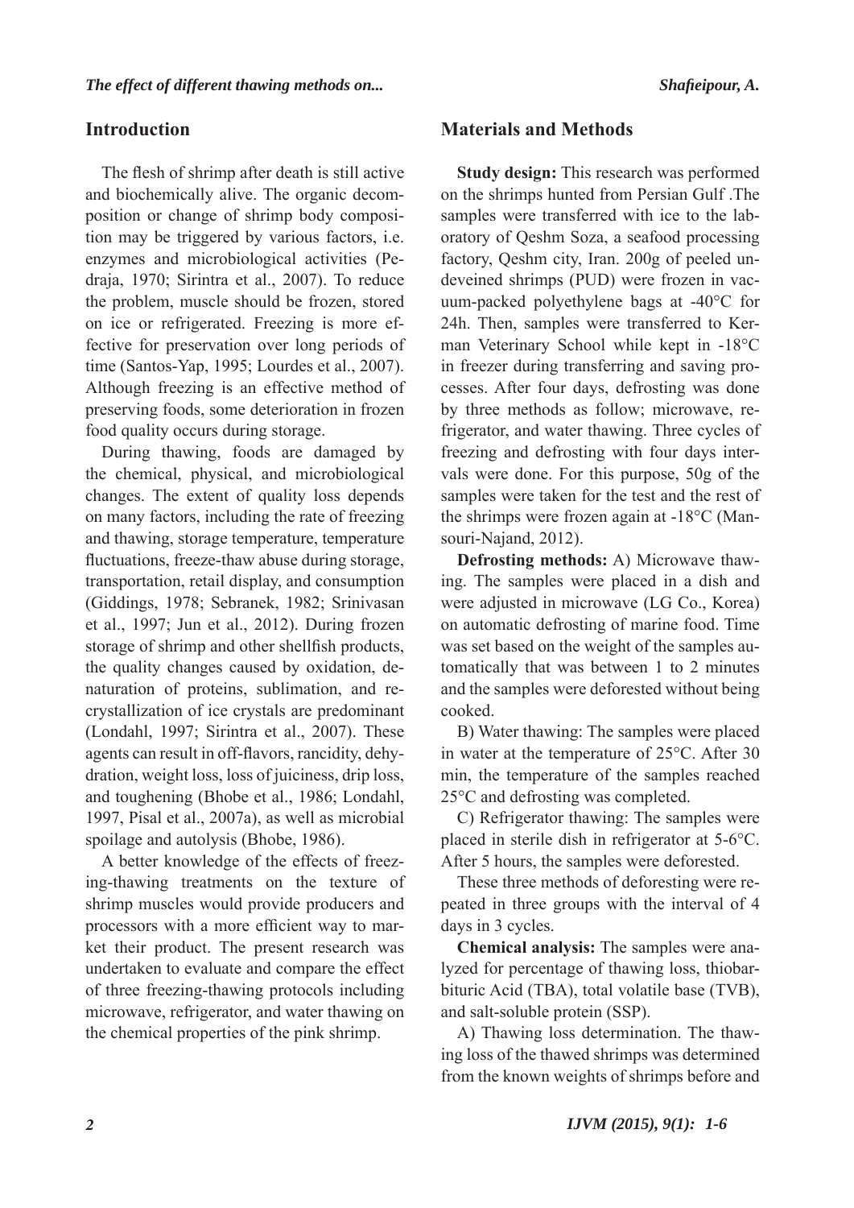## Introduction

The flesh of shrimp after death is still active and biochemically alive. The organic decomposition or change of shrimp body composition may be triggered by various factors, i.e. enzymes and microbiological activities (Pedraja, 1970; Sirintra et al., 2007). To reduce the problem, muscle should be frozen, stored on ice or refrigerated. Freezing is more effective for preservation over long periods of time (Santos-Yap, 1995; Lourdes et al., 2007). Although freezing is an effective method of preserving foods, some deterioration in frozen food quality occurs during storage.

During thawing, foods are damaged by the chemical, physical, and microbiological changes. The extent of quality loss depends on many factors, including the rate of freezing and thawing, storage temperature, temperature fluctuations, freeze-thaw abuse during storage, transportation, retail display, and consumption (Giddings, 1978; Sebranek, 1982; Srinivasan et al., 1997; Jun et al., 2012). During frozen storage of shrimp and other shellfish products, the quality changes caused by oxidation, denaturation of proteins, sublimation, and recrystallization of ice crystals are predominant (Londahl, 1997; Sirintra et al., 2007). These agents can result in off-flavors, rancidity, dehydration, weight loss, loss of juiciness, drip loss, and toughening (Bhobe et al., 1986; Londahl, 1997, Pisal et al., 2007a), as well as microbial spoilage and autolysis (Bhobe, 1986).

A better knowledge of the effects of freezing-thawing treatments on the texture of shrimp muscles would provide producers and processors with a more efficient way to market their product. The present research was undertaken to evaluate and compare the effect of three freezing-thawing protocols including microwave, refrigerator, and water thawing on the chemical properties of the pink shrimp.

## Materials and Methods

**Study design:** This research was performed on the shrimps hunted from Persian Gulf .The samples were transferred with ice to the laboratory of Qeshm Soza, a seafood processing factory, Qeshm city, Iran. 200g of peeled undeveined shrimps (PUD) were frozen in vacuum-packed polyethylene bags at -40°C for 24h. Then, samples were transferred to Kerman Veterinary School while kept in -18°C in freezer during transferring and saving processes. After four days, defrosting was done by three methods as follow; microwave, refrigerator, and water thawing. Three cycles of freezing and defrosting with four days intervals were done. For this purpose, 50g of the samples were taken for the test and the rest of the shrimps were frozen again at -18°C (Mansouri-Najand, 2012).

**Defrosting methods:** A) Microwave thawing. The samples were placed in a dish and were adjusted in microwave (LG Co., Korea) on automatic defrosting of marine food. Time was set based on the weight of the samples automatically that was between 1 to 2 minutes and the samples were deforested without being cooked.

B) Water thawing: The samples were placed in water at the temperature of 25°C. After 30 min, the temperature of the samples reached 25°C and defrosting was completed.

C) Refrigerator thawing: The samples were placed in sterile dish in refrigerator at 5-6°C. After 5 hours, the samples were deforested.

These three methods of deforesting were repeated in three groups with the interval of 4 days in 3 cycles.

**Chemical analysis:** The samples were analyzed for percentage of thawing loss, thiobarbituric Acid (TBA), total volatile base (TVB), and salt-soluble protein (SSP).

A) Thawing loss determination. The thawing loss of the thawed shrimps was determined from the known weights of shrimps before and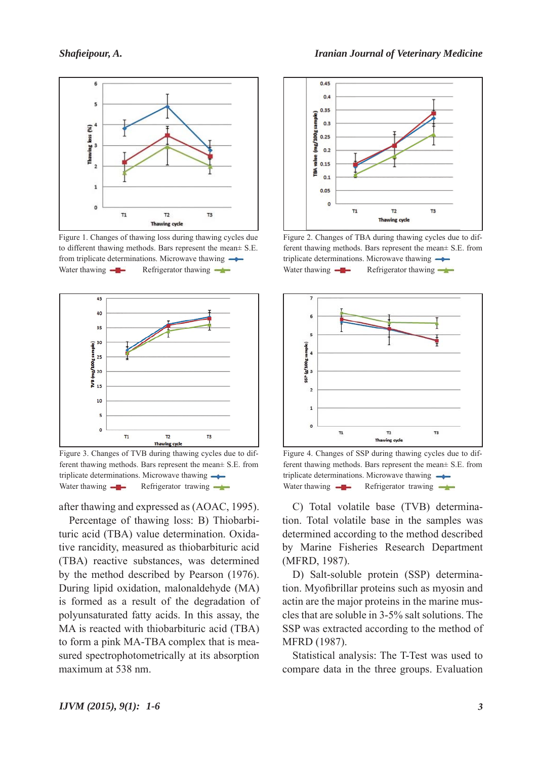Figure 1. Changes of thawing loss during thawing cycles due to different thawing methods. Bars represent the mean± S.E. from triplicate determinations. Microwave thawing Water thawing Refrigerator thawing

Figure 2. Changes of TBA during thawing cycles due to different thawing methods. Bars represent the mean± S.E. from triplicate determinations. Microwave thawing Water thawing Refrigerator thawing

Figure 3. Changes of TVB during thawing cycles due to different thawing methods. Bars represent the mean± S.E. from triplicate determinations. Microwave thawing Water thawing Refrigerator trawing

Figure 4. Changes of SSP during thawing cycles due to different thawing methods. Bars represent the mean± S.E. from triplicate determinations. Microwave thawing Water thawing Refrigerator trawing

after thawing and expressed as (AOAC, 1995).

Percentage of thawing loss: B) Thiobarbituric acid (TBA) value determination. Oxidative rancidity, measured as thiobarbituric acid (TBA) reactive substances, was determined by the method described by Pearson (1976). During lipid oxidation, malonaldehyde (MA) is formed as a result of the degradation of polyunsaturated fatty acids. In this assay, the MA is reacted with thiobarbituric acid (TBA) to form a pink MA-TBA complex that is measured spectrophotometrically at its absorption maximum at 538 nm.

C) Total volatile base (TVB) determination. Total volatile base in the samples was determined according to the method described by Marine Fisheries Research Department (MFRD, 1987).

D) Salt-soluble protein (SSP) determination. Myofibrillar proteins such as myosin and actin are the major proteins in the marine muscles that are soluble in 3-5% salt solutions. The SSP was extracted according to the method of MFRD (1987).

Statistical analysis: The T-Test was used to compare data in the three groups. Evaluation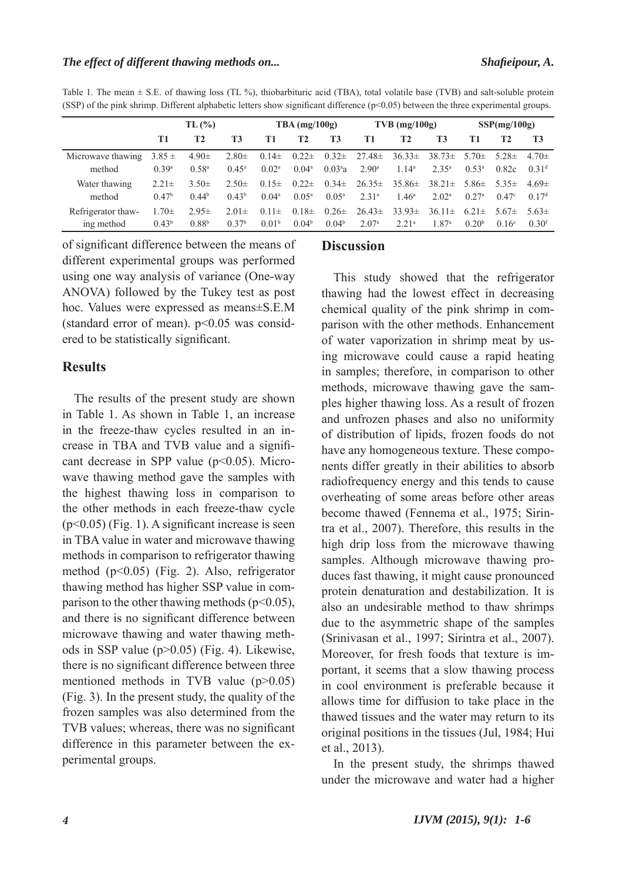Table 1. The mean ± S.E. of thawing loss (TL %), thiobarbituric acid (TBA), total volatile base (TVB) and salt-soluble protein (SSP) of the pink shrimp. Different alphabetic letters show significant difference ($p<0.05$) between the three experimental groups.

| | TL (%) | | | TBA (mg/100g) | | | TVB (mg/100g) | | | SSP(mg/100g) | | |
|---|---|---|---|---|---|---|---|---|---|---|---|---|
| | T1 | T2 | T3 | T1 | T2 | T3 | T1 | T2 | T3 | T1 | T2 | T3 |
| Microwave thawing method | 3.85 ± $0.39^{a}$ | 4.90± $0.58^{a}$ | 2.80± $0.45^{a}$ | 0.14± $0.02^{a}$ | 0.22± $0.04^{a}$ | 0.32± $0.03^{a}$a | 27.48± $2.90^{a}$ | 36.33± $1.14^{a}$ | 38.73± $2.35^{a}$ | 5.70± $0.53^{a}$ | 5.28± 0.82c | 4.70± $0.31^{d}$ |
| Water thawing method | 2.21± $0.47^{b}$ | 3.50± $0.44^{b}$ | 2.50± $0.43^{b}$ | 0.15± $0.04^{a}$ | 0.22± $0.05^{a}$ | 0.34± $0.05^{a}$ | 26.35± $2.31^{a}$ | 35.86± $1.46^{a}$ | 38.21± $2.02^{a}$ | 5.86± $0.27^{a}$ | 5.35± $0.47^{c}$ | 4.69± $0.17^{d}$ |
| Refrigerator thawing method | 1.70± $0.43^{b}$ | 2.95± $0.88^{b}$ | 2.01± $0.37^{b}$ | 0.11± $0.01^{b}$ | 0.18± $0.04^{b}$ | 0.26± $0.04^{b}$ | 26.43± $2.07^{a}$ | 33.93± $2.21^{a}$ | 36.11± $1.87^{a}$ | 6.21± $0.20^{b}$ | 5.67± $0.16^{e}$ | 5.63± $0.30^{f}$ |

of significant difference between the means of different experimental groups was performed using one way analysis of variance (One-way ANOVA) followed by the Tukey test as post hoc. Values were expressed as means±S.E.M (standard error of mean). $p<0.05$ was considered to be statistically significant.

## Results

The results of the present study are shown in Table 1. As shown in Table 1, an increase in the freeze-thaw cycles resulted in an increase in TBA and TVB value and a significant decrease in SPP value ($p<0.05$). Microwave thawing method gave the samples with the highest thawing loss in comparison to the other methods in each freeze-thaw cycle ($p<0.05$) (Fig. 1). A significant increase is seen in TBA value in water and microwave thawing methods in comparison to refrigerator thawing method ($p<0.05$) (Fig. 2). Also, refrigerator thawing method has higher SSP value in comparison to the other thawing methods ($p<0.05$), and there is no significant difference between microwave thawing and water thawing methods in SSP value ($p>0.05$) (Fig. 4). Likewise, there is no significant difference between three mentioned methods in TVB value ($p>0.05$) (Fig. 3). In the present study, the quality of the frozen samples was also determined from the TVB values; whereas, there was no significant difference in this parameter between the experimental groups.

## Discussion

This study showed that the refrigerator thawing had the lowest effect in decreasing chemical quality of the pink shrimp in comparison with the other methods. Enhancement of water vaporization in shrimp meat by using microwave could cause a rapid heating in samples; therefore, in comparison to other methods, microwave thawing gave the samples higher thawing loss. As a result of frozen and unfrozen phases and also no uniformity of distribution of lipids, frozen foods do not have any homogeneous texture. These components differ greatly in their abilities to absorb radiofrequency energy and this tends to cause overheating of some areas before other areas become thawed (Fennema et al., 1975; Sirintra et al., 2007). Therefore, this results in the high drip loss from the microwave thawing samples. Although microwave thawing produces fast thawing, it might cause pronounced protein denaturation and destabilization. It is also an undesirable method to thaw shrimps due to the asymmetric shape of the samples (Srinivasan et al., 1997; Sirintra et al., 2007). Moreover, for fresh foods that texture is important, it seems that a slow thawing process in cool environment is preferable because it allows time for diffusion to take place in the thawed tissues and the water may return to its original positions in the tissues (Jul, 1984; Hui et al., 2013).

In the present study, the shrimps thawed under the microwave and water had a higher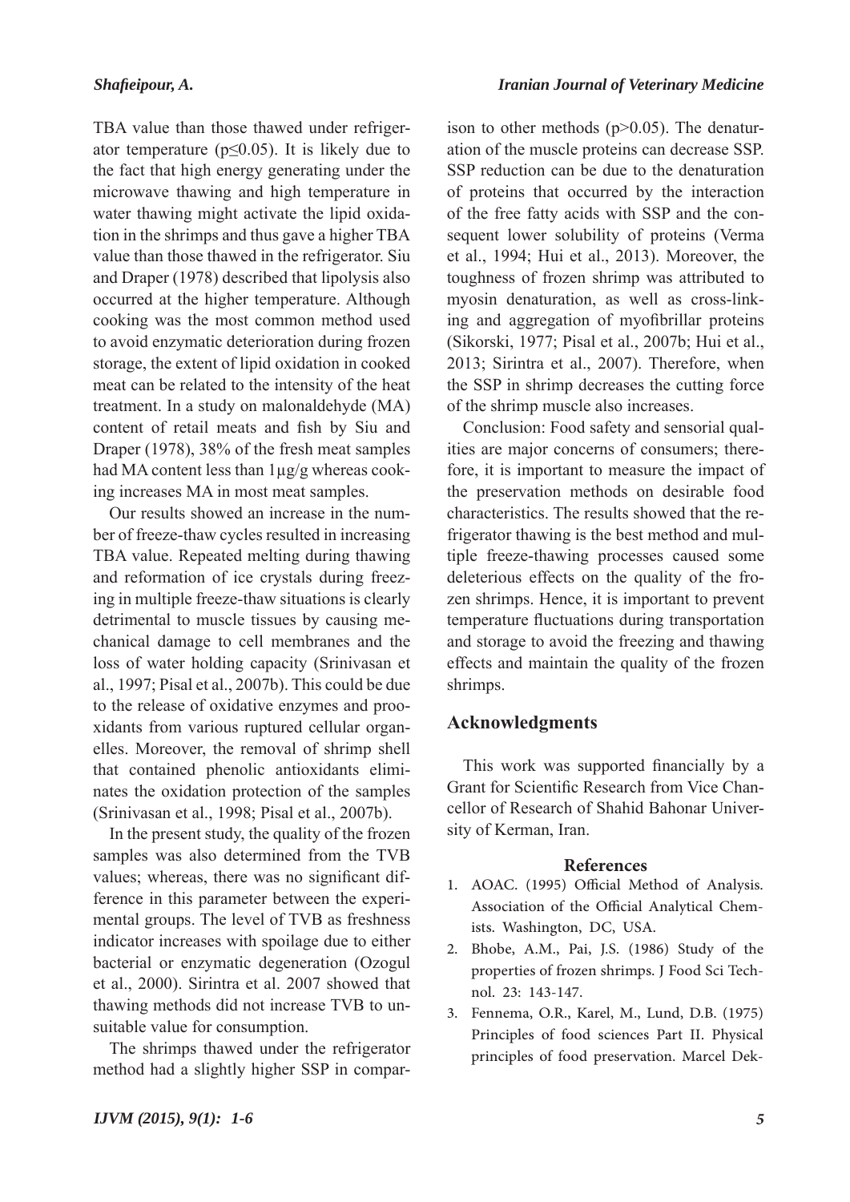TBA value than those thawed under refrigerator temperature ($p \leq 0.05$). It is likely due to the fact that high energy generating under the microwave thawing and high temperature in water thawing might activate the lipid oxidation in the shrimps and thus gave a higher TBA value than those thawed in the refrigerator. Siu and Draper (1978) described that lipolysis also occurred at the higher temperature. Although cooking was the most common method used to avoid enzymatic deterioration during frozen storage, the extent of lipid oxidation in cooked meat can be related to the intensity of the heat treatment. In a study on malonaldehyde (MA) content of retail meats and fish by Siu and Draper (1978), 38% of the fresh meat samples had MA content less than 1µg/g whereas cooking increases MA in most meat samples.

Our results showed an increase in the number of freeze-thaw cycles resulted in increasing TBA value. Repeated melting during thawing and reformation of ice crystals during freezing in multiple freeze-thaw situations is clearly detrimental to muscle tissues by causing mechanical damage to cell membranes and the loss of water holding capacity (Srinivasan et al., 1997; Pisal et al., 2007b). This could be due to the release of oxidative enzymes and prooxidants from various ruptured cellular organelles. Moreover, the removal of shrimp shell that contained phenolic antioxidants eliminates the oxidation protection of the samples (Srinivasan et al., 1998; Pisal et al., 2007b).

In the present study, the quality of the frozen samples was also determined from the TVB values; whereas, there was no significant difference in this parameter between the experimental groups. The level of TVB as freshness indicator increases with spoilage due to either bacterial or enzymatic degeneration (Ozogul et al., 2000). Sirintra et al. 2007 showed that thawing methods did not increase TVB to unsuitable value for consumption.

The shrimps thawed under the refrigerator method had a slightly higher SSP in comparison to other methods ($p > 0.05$). The denaturation of the muscle proteins can decrease SSP. SSP reduction can be due to the denaturation of proteins that occurred by the interaction of the free fatty acids with SSP and the consequent lower solubility of proteins (Verma et al., 1994; Hui et al., 2013). Moreover, the toughness of frozen shrimp was attributed to myosin denaturation, as well as cross-linking and aggregation of myofibrillar proteins (Sikorski, 1977; Pisal et al., 2007b; Hui et al., 2013; Sirintra et al., 2007). Therefore, when the SSP in shrimp decreases the cutting force of the shrimp muscle also increases.

Conclusion: Food safety and sensorial qualities are major concerns of consumers; therefore, it is important to measure the impact of the preservation methods on desirable food characteristics. The results showed that the refrigerator thawing is the best method and multiple freeze-thawing processes caused some deleterious effects on the quality of the frozen shrimps. Hence, it is important to prevent temperature fluctuations during transportation and storage to avoid the freezing and thawing effects and maintain the quality of the frozen shrimps.

## Acknowledgments

This work was supported financially by a Grant for Scientific Research from Vice Chancellor of Research of Shahid Bahonar University of Kerman, Iran.

## References

1. AOAC. (1995) Official Method of Analysis. Association of the Official Analytical Chemists. Washington, DC, USA.
2. Bhobe, A.M., Pai, J.S. (1986) Study of the properties of frozen shrimps. J Food Sci Technol. 23: 143-147.
3. Fennema, O.R., Karel, M., Lund, D.B. (1975) Principles of food sciences Part II. Physical principles of food preservation. Marcel Dek-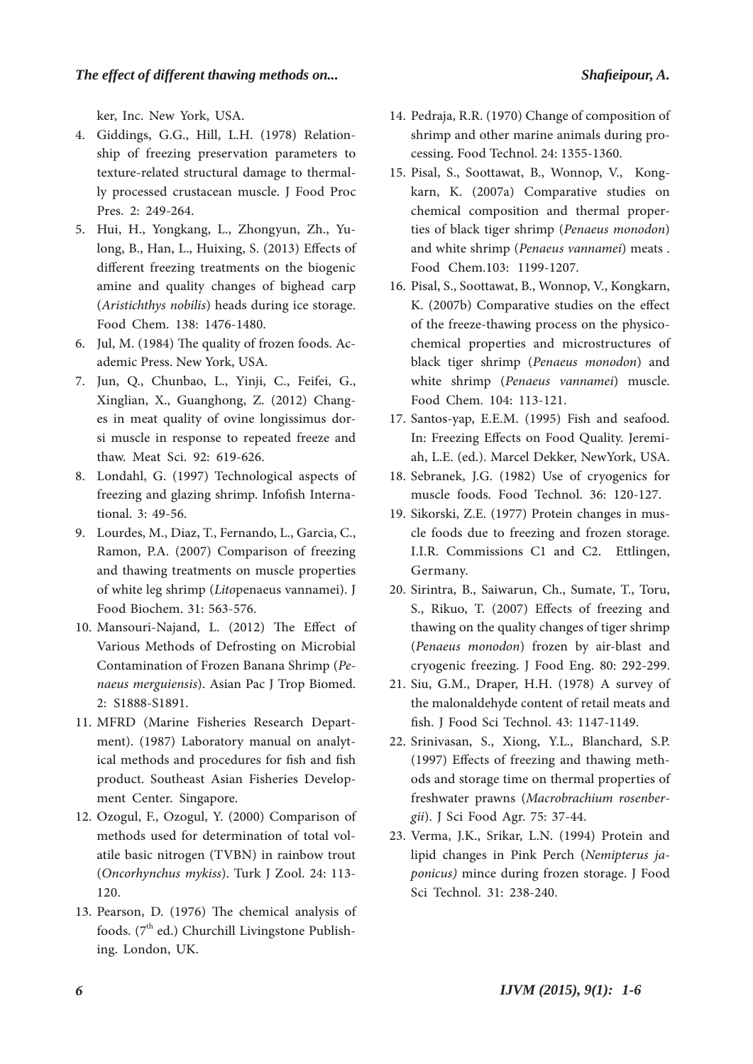ker, Inc. New York, USA.

4. Giddings, G.G., Hill, L.H. (1978) Relationship of freezing preservation parameters to texture-related structural damage to thermally processed crustacean muscle. J Food Proc Pres. 2: 249-264.
5. Hui, H., Yongkang, L., Zhongyun, Zh., Yulong, B., Han, L., Huixing, S. (2013) Effects of different freezing treatments on the biogenic amine and quality changes of bighead carp (*Aristichthys nobilis*) heads during ice storage. Food Chem. 138: 1476-1480.
6. Jul, M. (1984) The quality of frozen foods. Academic Press. New York, USA.
7. Jun, Q., Chunbao, L., Yinji, C., Feifei, G., Xinglian, X., Guanghong, Z. (2012) Changes in meat quality of ovine longissimus dorsi muscle in response to repeated freeze and thaw. Meat Sci. 92: 619-626.
8. Londahl, G. (1997) Technological aspects of freezing and glazing shrimp. Infofish International. 3: 49-56.
9. Lourdes, M., Diaz, T., Fernando, L., Garcia, C., Ramon, P.A. (2007) Comparison of freezing and thawing treatments on muscle properties of white leg shrimp (*Lito*penaeus vannamei). J Food Biochem. 31: 563-576.
10. Mansouri-Najand, L. (2012) The Effect of Various Methods of Defrosting on Microbial Contamination of Frozen Banana Shrimp (*Penaeus merguiensis*). Asian Pac J Trop Biomed. 2: S1888-S1891.
11. MFRD (Marine Fisheries Research Department). (1987) Laboratory manual on analytical methods and procedures for fish and fish product. Southeast Asian Fisheries Development Center. Singapore.
12. Ozogul, F., Ozogul, Y. (2000) Comparison of methods used for determination of total volatile basic nitrogen (TVBN) in rainbow trout (*Oncorhynchus mykiss*). Turk J Zool. 24: 113-120.
13. Pearson, D. (1976) The chemical analysis of foods. (7th ed.) Churchill Livingstone Publishing. London, UK.
14. Pedraja, R.R. (1970) Change of composition of shrimp and other marine animals during processing. Food Technol. 24: 1355-1360.
15. Pisal, S., Soottawat, B., Wonnop, V., Kongkarn, K. (2007a) Comparative studies on chemical composition and thermal properties of black tiger shrimp (*Penaeus monodon*) and white shrimp (*Penaeus vannamei*) meats . Food Chem.103: 1199-1207.
16. Pisal, S., Soottawat, B., Wonnop, V., Kongkarn, K. (2007b) Comparative studies on the effect of the freeze-thawing process on the physicochemical properties and microstructures of black tiger shrimp (*Penaeus monodon*) and white shrimp (*Penaeus vannamei*) muscle. Food Chem. 104: 113-121.
17. Santos-yap, E.E.M. (1995) Fish and seafood. In: Freezing Effects on Food Quality. Jeremiah, L.E. (ed.). Marcel Dekker, NewYork, USA.
18. Sebranek, J.G. (1982) Use of cryogenics for muscle foods. Food Technol. 36: 120-127.
19. Sikorski, Z.E. (1977) Protein changes in muscle foods due to freezing and frozen storage. I.I.R. Commissions C1 and C2. Ettlingen, Germany.
20. Sirintra, B., Saiwarun, Ch., Sumate, T., Toru, S., Rikuo, T. (2007) Effects of freezing and thawing on the quality changes of tiger shrimp (*Penaeus monodon*) frozen by air-blast and cryogenic freezing. J Food Eng. 80: 292-299.
21. Siu, G.M., Draper, H.H. (1978) A survey of the malonaldehyde content of retail meats and fish. J Food Sci Technol. 43: 1147-1149.
22. Srinivasan, S., Xiong, Y.L., Blanchard, S.P. (1997) Effects of freezing and thawing methods and storage time on thermal properties of freshwater prawns (*Macrobrachium rosenbergii*). J Sci Food Agr. 75: 37-44.
23. Verma, J.K., Srikar, L.N. (1994) Protein and lipid changes in Pink Perch (*Nemipterus japonicus)* mince during frozen storage. J Food Sci Technol. 31: 238-240.